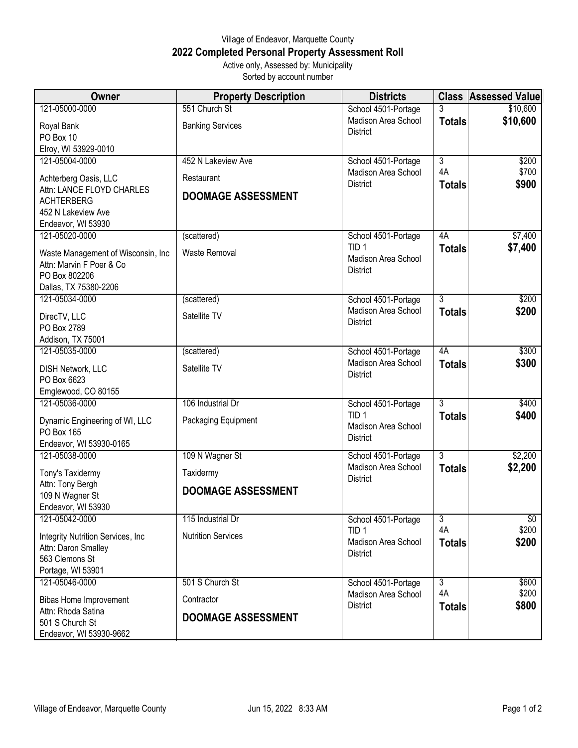Village of Endeavor, Marquette County

# 2022 Completed Personal Property Assessment Roll

Active only, Assessed by: Municipality

Sorted by account number

| Owner | Property Description | Districts | Class | Assessed Value |
|---|---|---|---|---|
| 121-05000-0000<br>Royal Bank<br>PO Box 10<br>Elroy, WI 53929-0010 | 551 Church St<br>Banking Services | School 4501-Portage<br>Madison Area School District | 3<br>**Totals** | $10,600<br>**$10,600** |
| 121-05004-0000<br>Achterberg Oasis, LLC<br>Attn: LANCE FLOYD CHARLES ACHTERBERG<br>452 N Lakeview Ave<br>Endeavor, WI 53930 | 452 N Lakeview Ave<br>Restaurant<br>**DOOMAGE ASSESSMENT** | School 4501-Portage<br>Madison Area School District | 3<br>4A<br>**Totals** | $200<br>$700<br>**$900** |
| 121-05020-0000<br>Waste Management of Wisconsin, Inc<br>Attn: Marvin F Poer & Co<br>PO Box 802206<br>Dallas, TX 75380-2206 | (scattered)<br>Waste Removal | School 4501-Portage<br>TID 1<br>Madison Area School District | 4A<br>**Totals** | $7,400<br>**$7,400** |
| 121-05034-0000<br>DirecTV, LLC<br>PO Box 2789<br>Addison, TX 75001 | (scattered)<br>Satellite TV | School 4501-Portage<br>Madison Area School District | 3<br>**Totals** | $200<br>**$200** |
| 121-05035-0000<br>DISH Network, LLC<br>PO Box 6623<br>Emglewood, CO 80155 | (scattered)<br>Satellite TV | School 4501-Portage<br>Madison Area School District | 4A<br>**Totals** | $300<br>**$300** |
| 121-05036-0000<br>Dynamic Engineering of WI, LLC<br>PO Box 165<br>Endeavor, WI 53930-0165 | 106 Industrial Dr<br>Packaging Equipment | School 4501-Portage<br>TID 1<br>Madison Area School District | 3<br>**Totals** | $400<br>**$400** |
| 121-05038-0000<br>Tony's Taxidermy<br>Attn: Tony Bergh<br>109 N Wagner St<br>Endeavor, WI 53930 | 109 N Wagner St<br>Taxidermy<br>**DOOMAGE ASSESSMENT** | School 4501-Portage<br>Madison Area School District | 3<br>**Totals** | $2,200<br>**$2,200** |
| 121-05042-0000<br>Integrity Nutrition Services, Inc<br>Attn: Daron Smalley<br>563 Clemons St<br>Portage, WI 53901 | 115 Industrial Dr<br>Nutrition Services | School 4501-Portage<br>TID 1<br>Madison Area School District | 3<br>4A<br>**Totals** | $0<br>$200<br>**$200** |
| 121-05046-0000<br>Bibas Home Improvement<br>Attn: Rhoda Satina<br>501 S Church St<br>Endeavor, WI 53930-9662 | 501 S Church St<br>Contractor<br>**DOOMAGE ASSESSMENT** | School 4501-Portage<br>Madison Area School District | 3<br>4A<br>**Totals** | $600<br>$200<br>**$800** |

Village of Endeavor, Marquette County    Jun 15, 2022 8:33 AM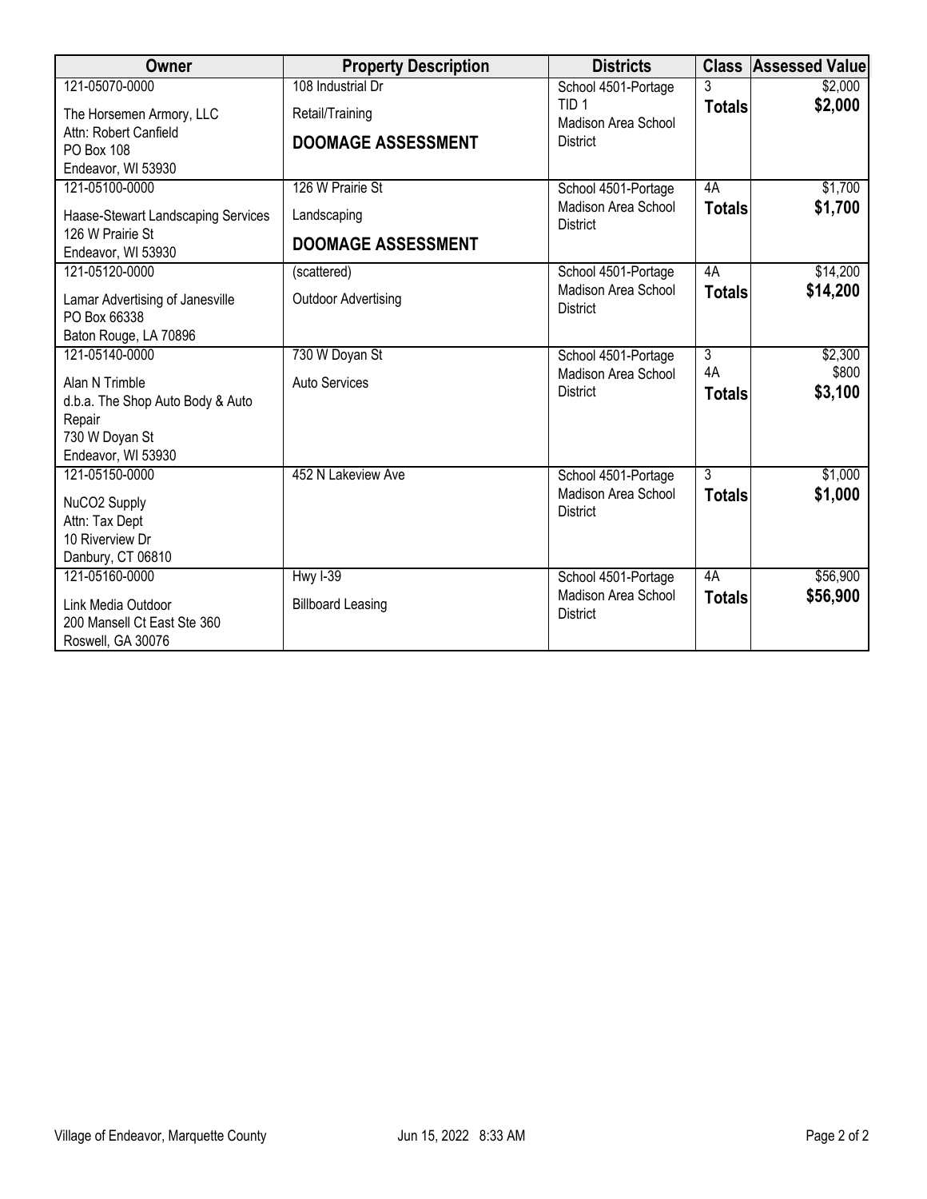| Owner | Property Description | Districts | Class | Assessed Value |
|---|---|---|---|---|
| 121-05070-0000<br>The Horsemen Armory, LLC<br>Attn: Robert Canfield<br>PO Box 108<br>Endeavor, WI 53930 | 108 Industrial Dr<br>Retail/Training<br>**DOOMAGE ASSESSMENT** | School 4501-Portage<br>TID 1<br>Madison Area School District | 3<br>**Totals** | $2,000<br>**$2,000** |
| 121-05100-0000<br>Haase-Stewart Landscaping Services<br>126 W Prairie St<br>Endeavor, WI 53930 | 126 W Prairie St<br>Landscaping<br>**DOOMAGE ASSESSMENT** | School 4501-Portage<br>Madison Area School District | 4A<br>**Totals** | $1,700<br>**$1,700** |
| 121-05120-0000<br>Lamar Advertising of Janesville<br>PO Box 66338<br>Baton Rouge, LA 70896 | (scattered)<br>Outdoor Advertising | School 4501-Portage<br>Madison Area School District | 4A<br>**Totals** | $14,200<br>**$14,200** |
| 121-05140-0000<br>Alan N Trimble<br>d.b.a. The Shop Auto Body & Auto Repair<br>730 W Doyan St<br>Endeavor, WI 53930 | 730 W Doyan St<br>Auto Services | School 4501-Portage<br>Madison Area School District | 3<br>4A<br>**Totals** | $2,300<br>$800<br>**$3,100** |
| 121-05150-0000<br>NuCO2 Supply<br>Attn: Tax Dept<br>10 Riverview Dr<br>Danbury, CT 06810 | 452 N Lakeview Ave | School 4501-Portage<br>Madison Area School District | 3<br>**Totals** | $1,000<br>**$1,000** |
| 121-05160-0000<br>Link Media Outdoor<br>200 Mansell Ct East Ste 360<br>Roswell, GA 30076 | Hwy I-39<br>Billboard Leasing | School 4501-Portage<br>Madison Area School District | 4A<br>**Totals** | $56,900<br>**$56,900** |

Village of Endeavor, Marquette County Jun 15, 2022 8:33 AM